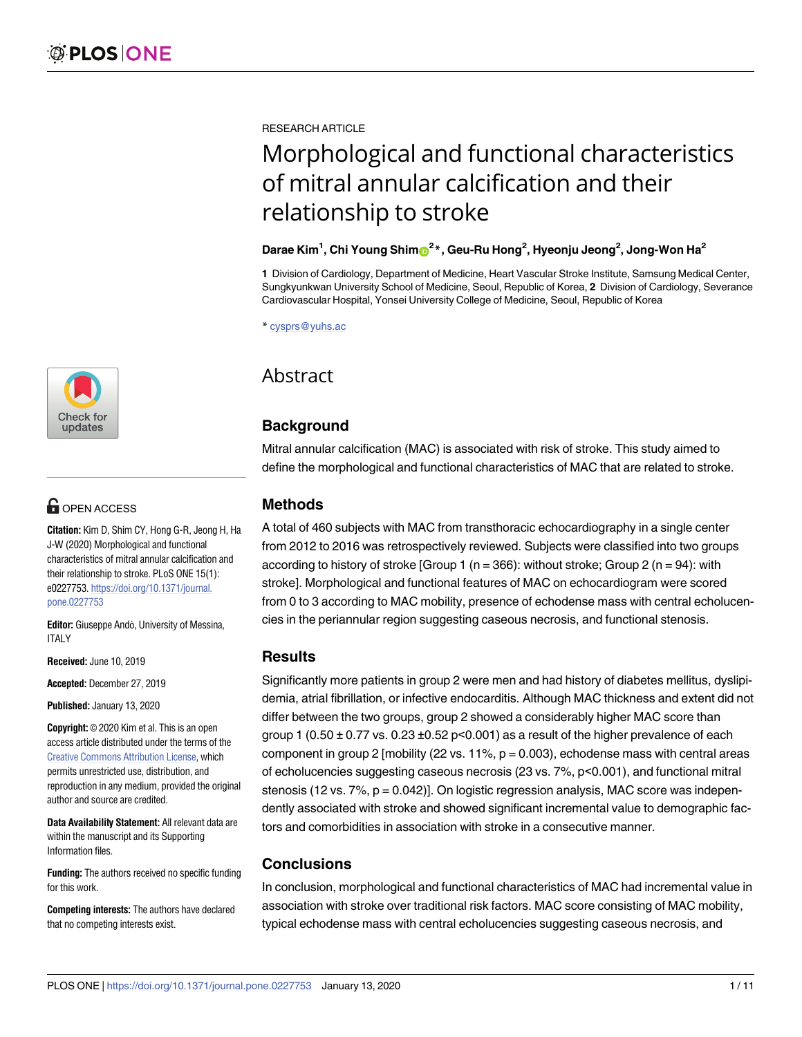RESEARCH ARTICLE

# Morphological and functional characteristics of mitral annular calcification and their relationship to stroke

**Darae Kim[1], Chi Young Shim[2]*, Geu-Ru Hong[2], Hyeonju Jeong[2], Jong-Won Ha[2]**

**1** Division of Cardiology, Department of Medicine, Heart Vascular Stroke Institute, Samsung Medical Center, Sungkyunkwan University School of Medicine, Seoul, Republic of Korea, **2** Division of Cardiology, Severance Cardiovascular Hospital, Yonsei University College of Medicine, Seoul, Republic of Korea

* cysprs@yuhs.ac

OPEN ACCESS

**Citation:** Kim D, Shim CY, Hong G-R, Jeong H, Ha J-W (2020) Morphological and functional characteristics of mitral annular calcification and their relationship to stroke. PLoS ONE 15(1): e0227753. https://doi.org/10.1371/journal.pone.0227753

**Editor:** Giuseppe Andò, University of Messina, ITALY

**Received:** June 10, 2019

**Accepted:** December 27, 2019

**Published:** January 13, 2020

**Copyright:** © 2020 Kim et al. This is an open access article distributed under the terms of the Creative Commons Attribution License, which permits unrestricted use, distribution, and reproduction in any medium, provided the original author and source are credited.

**Data Availability Statement:** All relevant data are within the manuscript and its Supporting Information files.

**Funding:** The authors received no specific funding for this work.

**Competing interests:** The authors have declared that no competing interests exist.

## Abstract

### Background

Mitral annular calcification (MAC) is associated with risk of stroke. This study aimed to define the morphological and functional characteristics of MAC that are related to stroke.

### Methods

A total of 460 subjects with MAC from transthoracic echocardiography in a single center from 2012 to 2016 was retrospectively reviewed. Subjects were classified into two groups according to history of stroke [Group 1 (n = 366): without stroke; Group 2 (n = 94): with stroke]. Morphological and functional features of MAC on echocardiogram were scored from 0 to 3 according to MAC mobility, presence of echodense mass with central echolucencies in the periannular region suggesting caseous necrosis, and functional stenosis.

### Results

Significantly more patients in group 2 were men and had history of diabetes mellitus, dyslipidemia, atrial fibrillation, or infective endocarditis. Although MAC thickness and extent did not differ between the two groups, group 2 showed a considerably higher MAC score than group 1 ($0.50 \pm 0.77$ vs. $0.23 \pm 0.52$ $p<0.001$) as a result of the higher prevalence of each component in group 2 [mobility (22 vs. 11%, $p = 0.003$), echodense mass with central areas of echolucencies suggesting caseous necrosis (23 vs. 7%, $p<0.001$), and functional mitral stenosis (12 vs. 7%, $p = 0.042$)]. On logistic regression analysis, MAC score was independently associated with stroke and showed significant incremental value to demographic factors and comorbidities in association with stroke in a consecutive manner.

### Conclusions

In conclusion, morphological and functional characteristics of MAC had incremental value in association with stroke over traditional risk factors. MAC score consisting of MAC mobility, typical echodense mass with central echolucencies suggesting caseous necrosis, and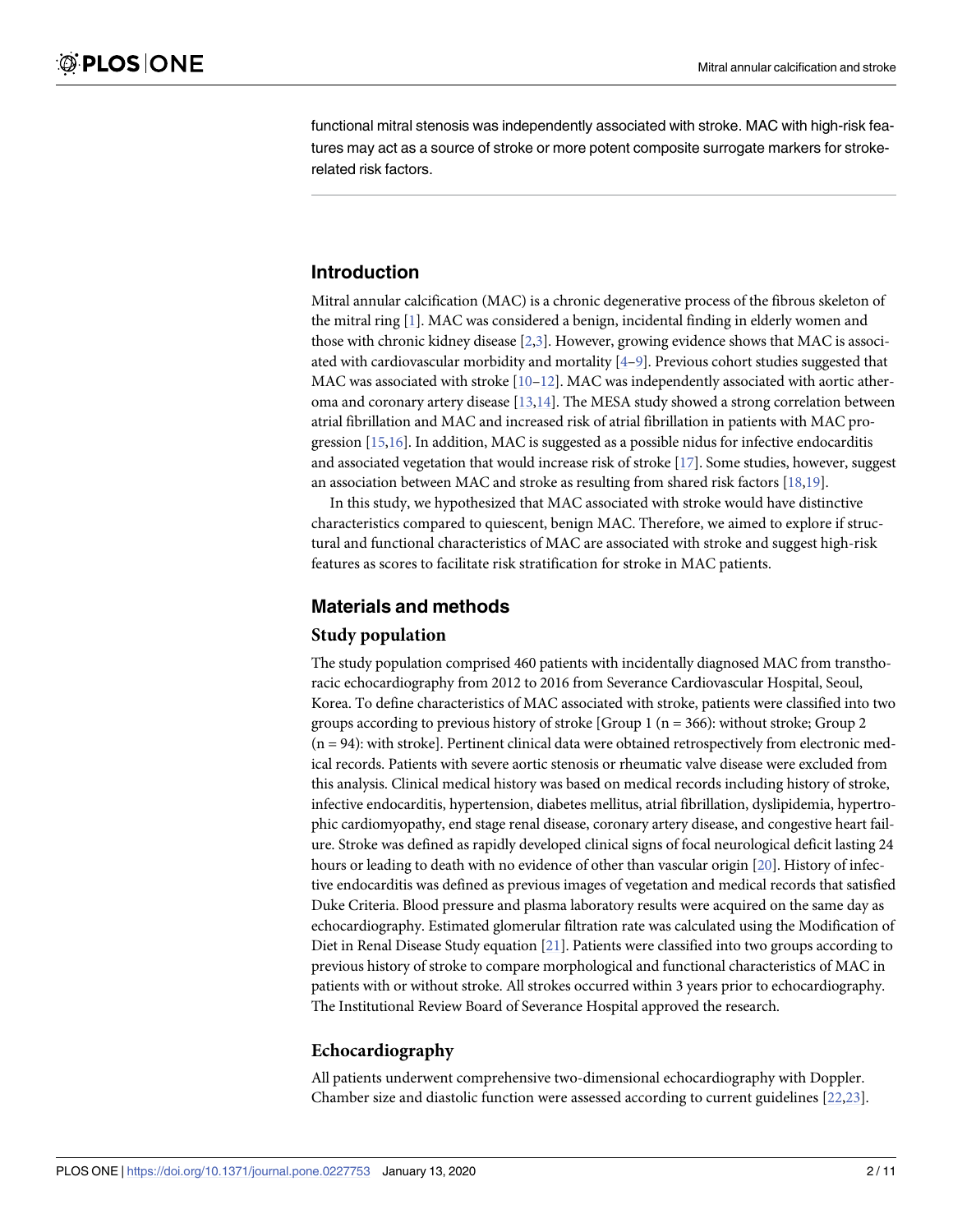functional mitral stenosis was independently associated with stroke. MAC with high-risk features may act as a source of stroke or more potent composite surrogate markers for stroke-related risk factors.

## Introduction

Mitral annular calcification (MAC) is a chronic degenerative process of the fibrous skeleton of the mitral ring [1]. MAC was considered a benign, incidental finding in elderly women and those with chronic kidney disease [2,3]. However, growing evidence shows that MAC is associated with cardiovascular morbidity and mortality [4–9]. Previous cohort studies suggested that MAC was associated with stroke [10–12]. MAC was independently associated with aortic atheroma and coronary artery disease [13,14]. The MESA study showed a strong correlation between atrial fibrillation and MAC and increased risk of atrial fibrillation in patients with MAC progression [15,16]. In addition, MAC is suggested as a possible nidus for infective endocarditis and associated vegetation that would increase risk of stroke [17]. Some studies, however, suggest an association between MAC and stroke as resulting from shared risk factors [18,19].

In this study, we hypothesized that MAC associated with stroke would have distinctive characteristics compared to quiescent, benign MAC. Therefore, we aimed to explore if structural and functional characteristics of MAC are associated with stroke and suggest high-risk features as scores to facilitate risk stratification for stroke in MAC patients.

## Materials and methods

### Study population

The study population comprised 460 patients with incidentally diagnosed MAC from transthoracic echocardiography from 2012 to 2016 from Severance Cardiovascular Hospital, Seoul, Korea. To define characteristics of MAC associated with stroke, patients were classified into two groups according to previous history of stroke [Group 1 (n = 366): without stroke; Group 2 (n = 94): with stroke]. Pertinent clinical data were obtained retrospectively from electronic medical records. Patients with severe aortic stenosis or rheumatic valve disease were excluded from this analysis. Clinical medical history was based on medical records including history of stroke, infective endocarditis, hypertension, diabetes mellitus, atrial fibrillation, dyslipidemia, hypertrophic cardiomyopathy, end stage renal disease, coronary artery disease, and congestive heart failure. Stroke was defined as rapidly developed clinical signs of focal neurological deficit lasting 24 hours or leading to death with no evidence of other than vascular origin [20]. History of infective endocarditis was defined as previous images of vegetation and medical records that satisfied Duke Criteria. Blood pressure and plasma laboratory results were acquired on the same day as echocardiography. Estimated glomerular filtration rate was calculated using the Modification of Diet in Renal Disease Study equation [21]. Patients were classified into two groups according to previous history of stroke to compare morphological and functional characteristics of MAC in patients with or without stroke. All strokes occurred within 3 years prior to echocardiography. The Institutional Review Board of Severance Hospital approved the research.

### Echocardiography

All patients underwent comprehensive two-dimensional echocardiography with Doppler. Chamber size and diastolic function were assessed according to current guidelines [22,23].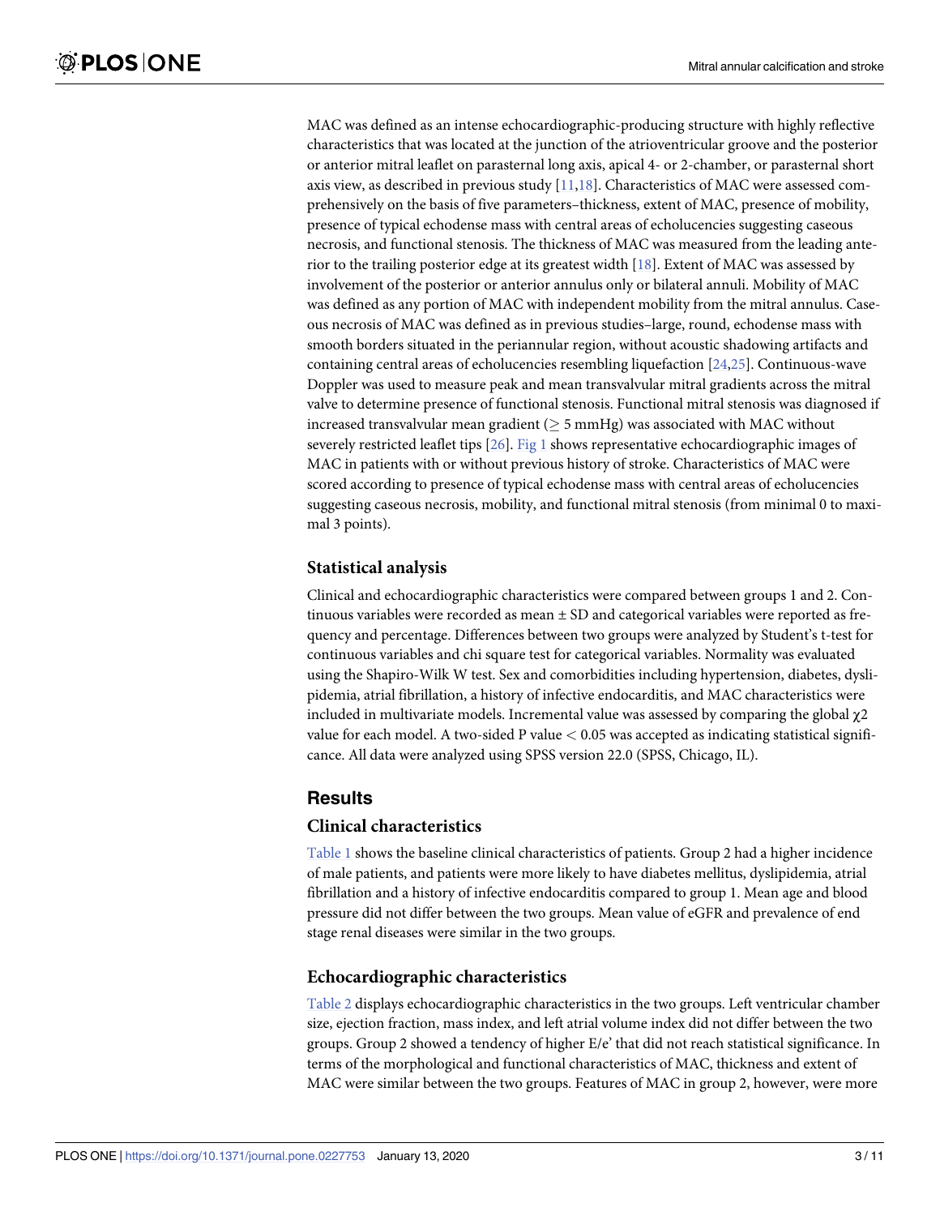MAC was defined as an intense echocardiographic-producing structure with highly reflective characteristics that was located at the junction of the atrioventricular groove and the posterior or anterior mitral leaflet on parasternal long axis, apical 4- or 2-chamber, or parasternal short axis view, as described in previous study [11,18]. Characteristics of MAC were assessed comprehensively on the basis of five parameters–thickness, extent of MAC, presence of mobility, presence of typical echodense mass with central areas of echolucencies suggesting caseous necrosis, and functional stenosis. The thickness of MAC was measured from the leading anterior to the trailing posterior edge at its greatest width [18]. Extent of MAC was assessed by involvement of the posterior or anterior annulus only or bilateral annuli. Mobility of MAC was defined as any portion of MAC with independent mobility from the mitral annulus. Caseous necrosis of MAC was defined as in previous studies–large, round, echodense mass with smooth borders situated in the periannular region, without acoustic shadowing artifacts and containing central areas of echolucencies resembling liquefaction [24,25]. Continuous-wave Doppler was used to measure peak and mean transvalvular mitral gradients across the mitral valve to determine presence of functional stenosis. Functional mitral stenosis was diagnosed if increased transvalvular mean gradient ($\geq$ 5 mmHg) was associated with MAC without severely restricted leaflet tips [26]. Fig 1 shows representative echocardiographic images of MAC in patients with or without previous history of stroke. Characteristics of MAC were scored according to presence of typical echodense mass with central areas of echolucencies suggesting caseous necrosis, mobility, and functional mitral stenosis (from minimal 0 to maximal 3 points).

### Statistical analysis

Clinical and echocardiographic characteristics were compared between groups 1 and 2. Continuous variables were recorded as mean ± SD and categorical variables were reported as frequency and percentage. Differences between two groups were analyzed by Student's t-test for continuous variables and chi square test for categorical variables. Normality was evaluated using the Shapiro-Wilk W test. Sex and comorbidities including hypertension, diabetes, dyslipidemia, atrial fibrillation, a history of infective endocarditis, and MAC characteristics were included in multivariate models. Incremental value was assessed by comparing the global $\chi 2$ value for each model. A two-sided P value $< 0.05$ was accepted as indicating statistical significance. All data were analyzed using SPSS version 22.0 (SPSS, Chicago, IL).

## Results

### Clinical characteristics

Table 1 shows the baseline clinical characteristics of patients. Group 2 had a higher incidence of male patients, and patients were more likely to have diabetes mellitus, dyslipidemia, atrial fibrillation and a history of infective endocarditis compared to group 1. Mean age and blood pressure did not differ between the two groups. Mean value of eGFR and prevalence of end stage renal diseases were similar in the two groups.

### Echocardiographic characteristics

Table 2 displays echocardiographic characteristics in the two groups. Left ventricular chamber size, ejection fraction, mass index, and left atrial volume index did not differ between the two groups. Group 2 showed a tendency of higher E/e' that did not reach statistical significance. In terms of the morphological and functional characteristics of MAC, thickness and extent of MAC were similar between the two groups. Features of MAC in group 2, however, were more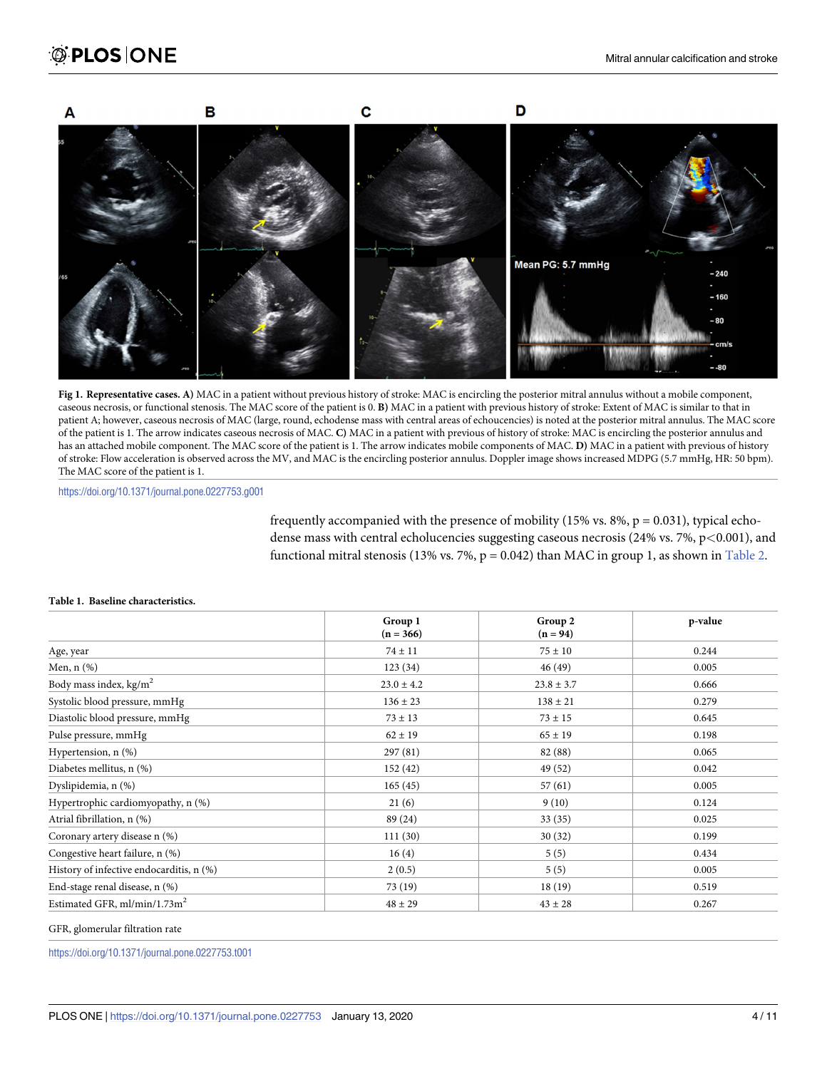**Fig 1. Representative cases. A)** MAC in a patient without previous history of stroke: MAC is encircling the posterior mitral annulus without a mobile component, caseous necrosis, or functional stenosis. The MAC score of the patient is 0. **B)** MAC in a patient with previous history of stroke: Extent of MAC is similar to that in patient A; however, caseous necrosis of MAC (large, round, echodense mass with central areas of echoucencies) is noted at the posterior mitral annulus. The MAC score of the patient is 1. The arrow indicates caseous necrosis of MAC. **C)** MAC in a patient with previous of history of stroke: MAC is encircling the posterior annulus and has an attached mobile component. The MAC score of the patient is 1. The arrow indicates mobile components of MAC. **D)** MAC in a patient with previous of history of stroke: Flow acceleration is observed across the MV, and MAC is the encircling posterior annulus. Doppler image shows increased MDPG (5.7 mmHg, HR: 50 bpm). The MAC score of the patient is 1.

https://doi.org/10.1371/journal.pone.0227753.g001

frequently accompanied with the presence of mobility (15% vs. 8%, $p = 0.031$), typical echodense mass with central echolucencies suggesting caseous necrosis (24% vs. 7%, $p<0.001$), and functional mitral stenosis (13% vs. 7%, $p = 0.042$) than MAC in group 1, as shown in Table 2.

**Table 1. Baseline characteristics.**

| | Group 1 (n = 366) | Group 2 (n = 94) | p-value |
|---|---|---|---|
| Age, year | 74 ± 11 | 75 ± 10 | 0.244 |
| Men, n (%) | 123 (34) | 46 (49) | 0.005 |
| Body mass index, kg/m$^2$ | 23.0 ± 4.2 | 23.8 ± 3.7 | 0.666 |
| Systolic blood pressure, mmHg | 136 ± 23 | 138 ± 21 | 0.279 |
| Diastolic blood pressure, mmHg | 73 ± 13 | 73 ± 15 | 0.645 |
| Pulse pressure, mmHg | 62 ± 19 | 65 ± 19 | 0.198 |
| Hypertension, n (%) | 297 (81) | 82 (88) | 0.065 |
| Diabetes mellitus, n (%) | 152 (42) | 49 (52) | 0.042 |
| Dyslipidemia, n (%) | 165 (45) | 57 (61) | 0.005 |
| Hypertrophic cardiomyopathy, n (%) | 21 (6) | 9 (10) | 0.124 |
| Atrial fibrillation, n (%) | 89 (24) | 33 (35) | 0.025 |
| Coronary artery disease n (%) | 111 (30) | 30 (32) | 0.199 |
| Congestive heart failure, n (%) | 16 (4) | 5 (5) | 0.434 |
| History of infective endocarditis, n (%) | 2 (0.5) | 5 (5) | 0.005 |
| End-stage renal disease, n (%) | 73 (19) | 18 (19) | 0.519 |
| Estimated GFR, ml/min/1.73m$^2$ | 48 ± 29 | 43 ± 28 | 0.267 |

GFR, glomerular filtration rate

https://doi.org/10.1371/journal.pone.0227753.t001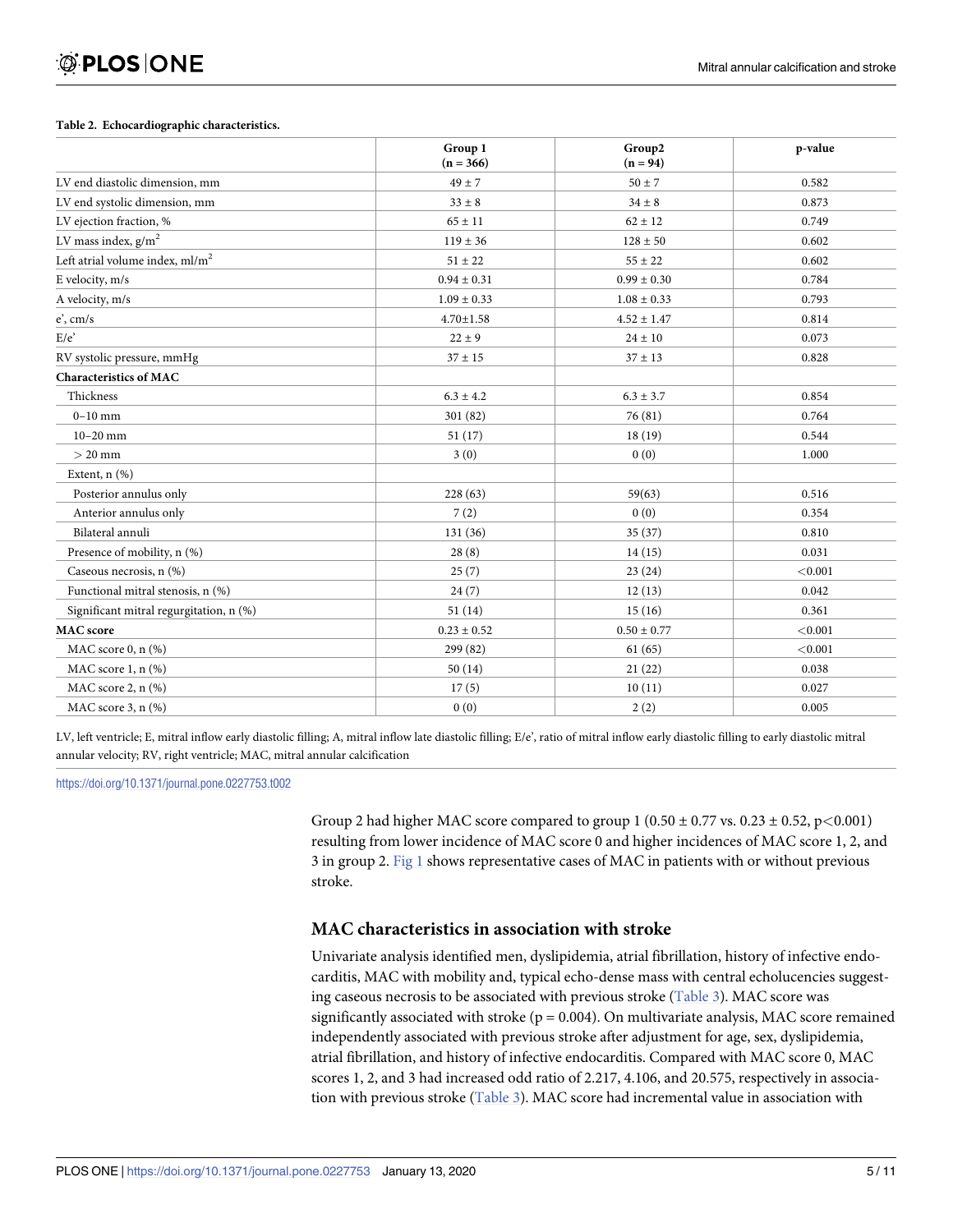**Table 2. Echocardiographic characteristics.**

| | Group 1 (n = 366) | Group2 (n = 94) | p-value |
|---|---|---|---|
| LV end diastolic dimension, mm | 49 ± 7 | 50 ± 7 | 0.582 |
| LV end systolic dimension, mm | 33 ± 8 | 34 ± 8 | 0.873 |
| LV ejection fraction, % | 65 ± 11 | 62 ± 12 | 0.749 |
| LV mass index, g/m$^2$ | 119 ± 36 | 128 ± 50 | 0.602 |
| Left atrial volume index, ml/m$^2$ | 51 ± 22 | 55 ± 22 | 0.602 |
| E velocity, m/s | 0.94 ± 0.31 | 0.99 ± 0.30 | 0.784 |
| A velocity, m/s | 1.09 ± 0.33 | 1.08 ± 0.33 | 0.793 |
| e', cm/s | 4.70±1.58 | 4.52 ± 1.47 | 0.814 |
| E/e' | 22 ± 9 | 24 ± 10 | 0.073 |
| RV systolic pressure, mmHg | 37 ± 15 | 37 ± 13 | 0.828 |
| **Characteristics of MAC** | | | |
| Thickness | 6.3 ± 4.2 | 6.3 ± 3.7 | 0.854 |
| 0–10 mm | 301 (82) | 76 (81) | 0.764 |
| 10–20 mm | 51 (17) | 18 (19) | 0.544 |
| > 20 mm | 3 (0) | 0 (0) | 1.000 |
| Extent, n (%) | | | |
| Posterior annulus only | 228 (63) | 59(63) | 0.516 |
| Anterior annulus only | 7 (2) | 0 (0) | 0.354 |
| Bilateral annuli | 131 (36) | 35 (37) | 0.810 |
| Presence of mobility, n (%) | 28 (8) | 14 (15) | 0.031 |
| Caseous necrosis, n (%) | 25 (7) | 23 (24) | <0.001 |
| Functional mitral stenosis, n (%) | 24 (7) | 12 (13) | 0.042 |
| Significant mitral regurgitation, n (%) | 51 (14) | 15 (16) | 0.361 |
| **MAC score** | 0.23 ± 0.52 | 0.50 ± 0.77 | <0.001 |
| MAC score 0, n (%) | 299 (82) | 61 (65) | <0.001 |
| MAC score 1, n (%) | 50 (14) | 21 (22) | 0.038 |
| MAC score 2, n (%) | 17 (5) | 10 (11) | 0.027 |
| MAC score 3, n (%) | 0 (0) | 2 (2) | 0.005 |

LV, left ventricle; E, mitral inflow early diastolic filling; A, mitral inflow late diastolic filling; E/e', ratio of mitral inflow early diastolic filling to early diastolic mitral annular velocity; RV, right ventricle; MAC, mitral annular calcification

https://doi.org/10.1371/journal.pone.0227753.t002

Group 2 had higher MAC score compared to group 1 (0.50 ± 0.77 vs. 0.23 ± 0.52, $p<0.001$) resulting from lower incidence of MAC score 0 and higher incidences of MAC score 1, 2, and 3 in group 2. Fig 1 shows representative cases of MAC in patients with or without previous stroke.

### MAC characteristics in association with stroke

Univariate analysis identified men, dyslipidemia, atrial fibrillation, history of infective endocarditis, MAC with mobility and, typical echo-dense mass with central echolucencies suggesting caseous necrosis to be associated with previous stroke (Table 3). MAC score was significantly associated with stroke ($p = 0.004$). On multivariate analysis, MAC score remained independently associated with previous stroke after adjustment for age, sex, dyslipidemia, atrial fibrillation, and history of infective endocarditis. Compared with MAC score 0, MAC scores 1, 2, and 3 had increased odd ratio of 2.217, 4.106, and 20.575, respectively in association with previous stroke (Table 3). MAC score had incremental value in association with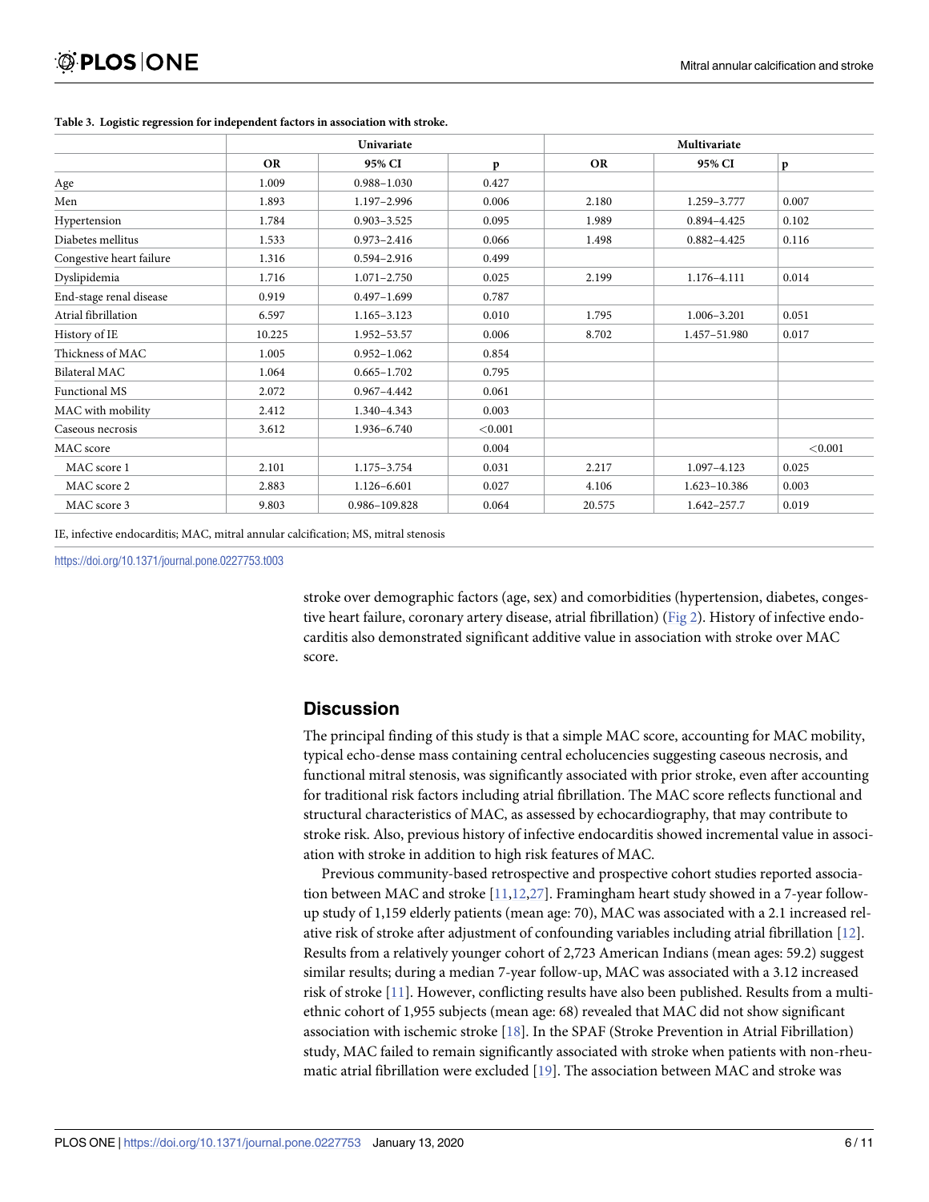**Table 3. Logistic regression for independent factors in association with stroke.**

| | Univariate | | | Multivariate | | |
|---|---|---|---|---|---|---|
| | OR | 95% CI | p | OR | 95% CI | p |
| Age | 1.009 | 0.988–1.030 | 0.427 | | | |
| Men | 1.893 | 1.197–2.996 | 0.006 | 2.180 | 1.259–3.777 | 0.007 |
| Hypertension | 1.784 | 0.903–3.525 | 0.095 | 1.989 | 0.894–4.425 | 0.102 |
| Diabetes mellitus | 1.533 | 0.973–2.416 | 0.066 | 1.498 | 0.882–4.425 | 0.116 |
| Congestive heart failure | 1.316 | 0.594–2.916 | 0.499 | | | |
| Dyslipidemia | 1.716 | 1.071–2.750 | 0.025 | 2.199 | 1.176–4.111 | 0.014 |
| End-stage renal disease | 0.919 | 0.497–1.699 | 0.787 | | | |
| Atrial fibrillation | 6.597 | 1.165–3.123 | 0.010 | 1.795 | 1.006–3.201 | 0.051 |
| History of IE | 10.225 | 1.952–53.57 | 0.006 | 8.702 | 1.457–51.980 | 0.017 |
| Thickness of MAC | 1.005 | 0.952–1.062 | 0.854 | | | |
| Bilateral MAC | 1.064 | 0.665–1.702 | 0.795 | | | |
| Functional MS | 2.072 | 0.967–4.442 | 0.061 | | | |
| MAC with mobility | 2.412 | 1.340–4.343 | 0.003 | | | |
| Caseous necrosis | 3.612 | 1.936–6.740 | <0.001 | | | |
| MAC score | | | 0.004 | | | <0.001 |
| MAC score 1 | 2.101 | 1.175–3.754 | 0.031 | 2.217 | 1.097–4.123 | 0.025 |
| MAC score 2 | 2.883 | 1.126–6.601 | 0.027 | 4.106 | 1.623–10.386 | 0.003 |
| MAC score 3 | 9.803 | 0.986–109.828 | 0.064 | 20.575 | 1.642–257.7 | 0.019 |

IE, infective endocarditis; MAC, mitral annular calcification; MS, mitral stenosis

https://doi.org/10.1371/journal.pone.0227753.t003

stroke over demographic factors (age, sex) and comorbidities (hypertension, diabetes, congestive heart failure, coronary artery disease, atrial fibrillation) (Fig 2). History of infective endocarditis also demonstrated significant additive value in association with stroke over MAC score.

## Discussion

The principal finding of this study is that a simple MAC score, accounting for MAC mobility, typical echo-dense mass containing central echolucencies suggesting caseous necrosis, and functional mitral stenosis, was significantly associated with prior stroke, even after accounting for traditional risk factors including atrial fibrillation. The MAC score reflects functional and structural characteristics of MAC, as assessed by echocardiography, that may contribute to stroke risk. Also, previous history of infective endocarditis showed incremental value in association with stroke in addition to high risk features of MAC.

Previous community-based retrospective and prospective cohort studies reported association between MAC and stroke [11,12,27]. Framingham heart study showed in a 7-year follow-up study of 1,159 elderly patients (mean age: 70), MAC was associated with a 2.1 increased relative risk of stroke after adjustment of confounding variables including atrial fibrillation [12]. Results from a relatively younger cohort of 2,723 American Indians (mean ages: 59.2) suggest similar results; during a median 7-year follow-up, MAC was associated with a 3.12 increased risk of stroke [11]. However, conflicting results have also been published. Results from a multi-ethnic cohort of 1,955 subjects (mean age: 68) revealed that MAC did not show significant association with ischemic stroke [18]. In the SPAF (Stroke Prevention in Atrial Fibrillation) study, MAC failed to remain significantly associated with stroke when patients with non-rheumatic atrial fibrillation were excluded [19]. The association between MAC and stroke was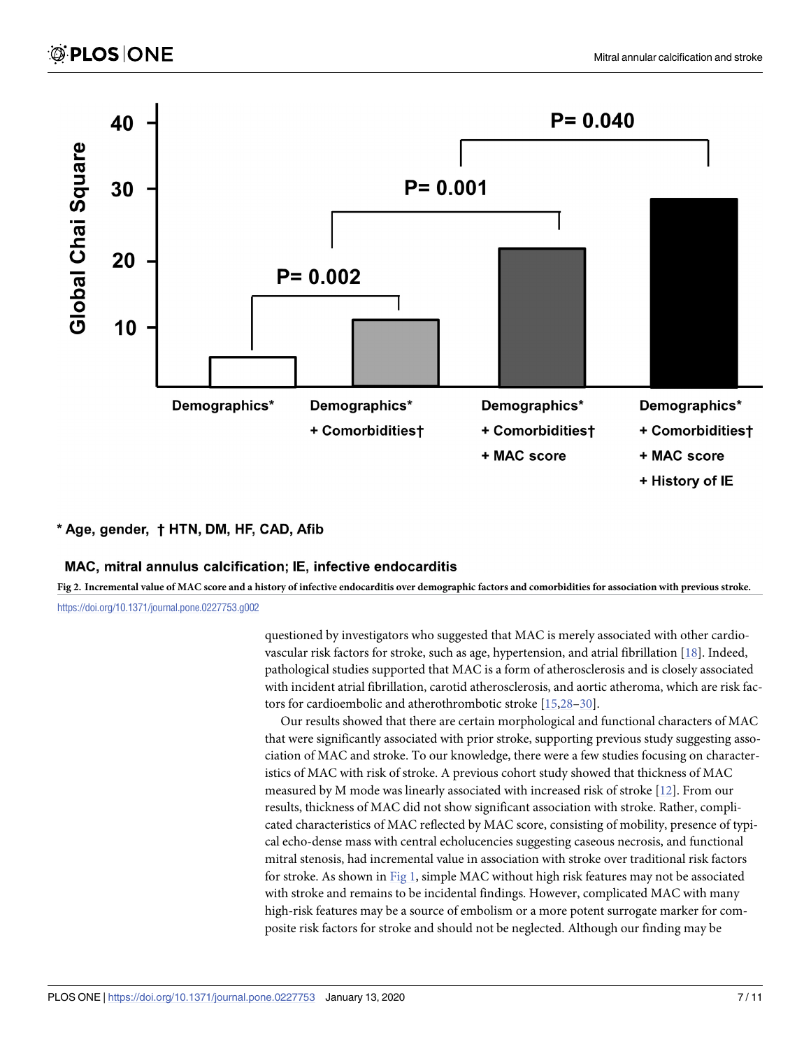Global Chai Square

| | Demographics* | Demographics* + Comorbidities† | Demographics* + Comorbidities† + MAC score | Demographics* + Comorbidities† + MAC score + History of IE |
|---|---|---|---|---|

P= 0.002; P= 0.001; P= 0.040

* Age, gender, † HTN, DM, HF, CAD, Afib

MAC, mitral annulus calcification; IE, infective endocarditis

**Fig 2. Incremental value of MAC score and a history of infective endocarditis over demographic factors and comorbidities for association with previous stroke.**

https://doi.org/10.1371/journal.pone.0227753.g002

questioned by investigators who suggested that MAC is merely associated with other cardiovascular risk factors for stroke, such as age, hypertension, and atrial fibrillation [18]. Indeed, pathological studies supported that MAC is a form of atherosclerosis and is closely associated with incident atrial fibrillation, carotid atherosclerosis, and aortic atheroma, which are risk factors for cardioembolic and atherothrombotic stroke [15,28–30].

Our results showed that there are certain morphological and functional characters of MAC that were significantly associated with prior stroke, supporting previous study suggesting association of MAC and stroke. To our knowledge, there were a few studies focusing on characteristics of MAC with risk of stroke. A previous cohort study showed that thickness of MAC measured by M mode was linearly associated with increased risk of stroke [12]. From our results, thickness of MAC did not show significant association with stroke. Rather, complicated characteristics of MAC reflected by MAC score, consisting of mobility, presence of typical echo-dense mass with central echolucencies suggesting caseous necrosis, and functional mitral stenosis, had incremental value in association with stroke over traditional risk factors for stroke. As shown in Fig 1, simple MAC without high risk features may not be associated with stroke and remains to be incidental findings. However, complicated MAC with many high-risk features may be a source of embolism or a more potent surrogate marker for composite risk factors for stroke and should not be neglected. Although our finding may be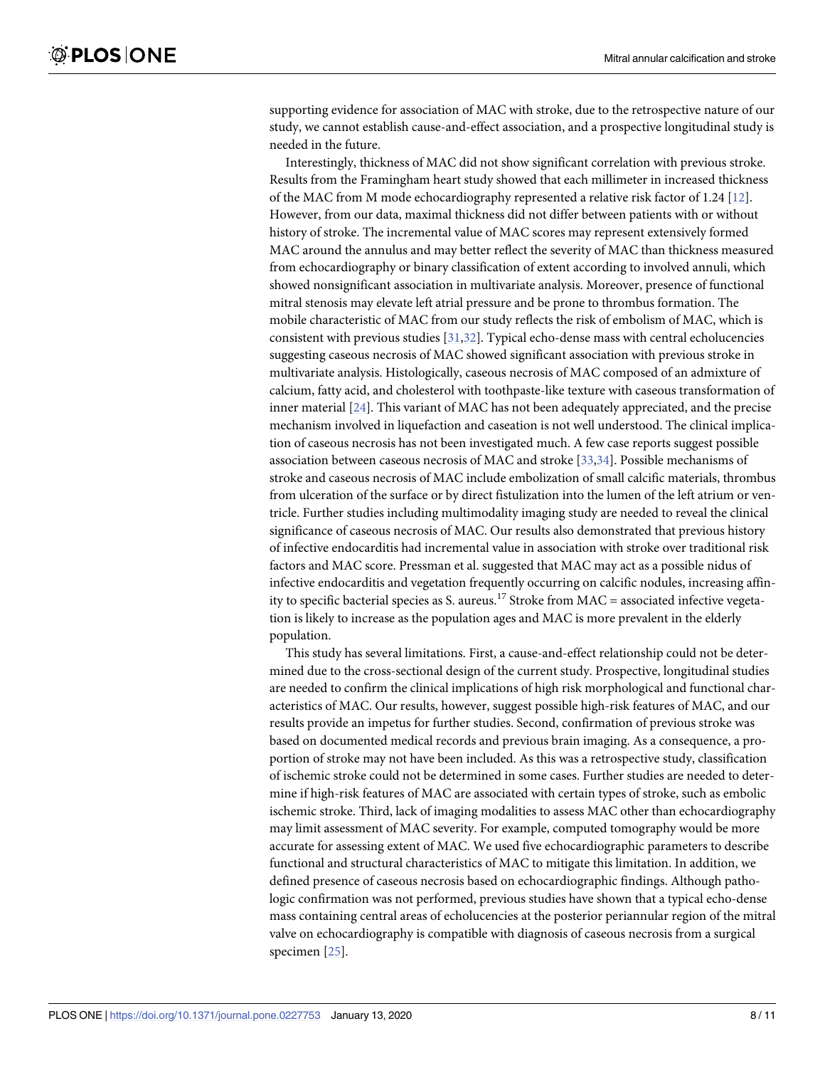supporting evidence for association of MAC with stroke, due to the retrospective nature of our study, we cannot establish cause-and-effect association, and a prospective longitudinal study is needed in the future.

Interestingly, thickness of MAC did not show significant correlation with previous stroke. Results from the Framingham heart study showed that each millimeter in increased thickness of the MAC from M mode echocardiography represented a relative risk factor of 1.24 [12]. However, from our data, maximal thickness did not differ between patients with or without history of stroke. The incremental value of MAC scores may represent extensively formed MAC around the annulus and may better reflect the severity of MAC than thickness measured from echocardiography or binary classification of extent according to involved annuli, which showed nonsignificant association in multivariate analysis. Moreover, presence of functional mitral stenosis may elevate left atrial pressure and be prone to thrombus formation. The mobile characteristic of MAC from our study reflects the risk of embolism of MAC, which is consistent with previous studies [31,32]. Typical echo-dense mass with central echolucencies suggesting caseous necrosis of MAC showed significant association with previous stroke in multivariate analysis. Histologically, caseous necrosis of MAC composed of an admixture of calcium, fatty acid, and cholesterol with toothpaste-like texture with caseous transformation of inner material [24]. This variant of MAC has not been adequately appreciated, and the precise mechanism involved in liquefaction and caseation is not well understood. The clinical implication of caseous necrosis has not been investigated much. A few case reports suggest possible association between caseous necrosis of MAC and stroke [33,34]. Possible mechanisms of stroke and caseous necrosis of MAC include embolization of small calcific materials, thrombus from ulceration of the surface or by direct fistulization into the lumen of the left atrium or ventricle. Further studies including multimodality imaging study are needed to reveal the clinical significance of caseous necrosis of MAC. Our results also demonstrated that previous history of infective endocarditis had incremental value in association with stroke over traditional risk factors and MAC score. Pressman et al. suggested that MAC may act as a possible nidus of infective endocarditis and vegetation frequently occurring on calcific nodules, increasing affinity to specific bacterial species as S. aureus.[17] Stroke from MAC = associated infective vegetation is likely to increase as the population ages and MAC is more prevalent in the elderly population.

This study has several limitations. First, a cause-and-effect relationship could not be determined due to the cross-sectional design of the current study. Prospective, longitudinal studies are needed to confirm the clinical implications of high risk morphological and functional characteristics of MAC. Our results, however, suggest possible high-risk features of MAC, and our results provide an impetus for further studies. Second, confirmation of previous stroke was based on documented medical records and previous brain imaging. As a consequence, a proportion of stroke may not have been included. As this was a retrospective study, classification of ischemic stroke could not be determined in some cases. Further studies are needed to determine if high-risk features of MAC are associated with certain types of stroke, such as embolic ischemic stroke. Third, lack of imaging modalities to assess MAC other than echocardiography may limit assessment of MAC severity. For example, computed tomography would be more accurate for assessing extent of MAC. We used five echocardiographic parameters to describe functional and structural characteristics of MAC to mitigate this limitation. In addition, we defined presence of caseous necrosis based on echocardiographic findings. Although pathologic confirmation was not performed, previous studies have shown that a typical echo-dense mass containing central areas of echolucencies at the posterior periannular region of the mitral valve on echocardiography is compatible with diagnosis of caseous necrosis from a surgical specimen [25].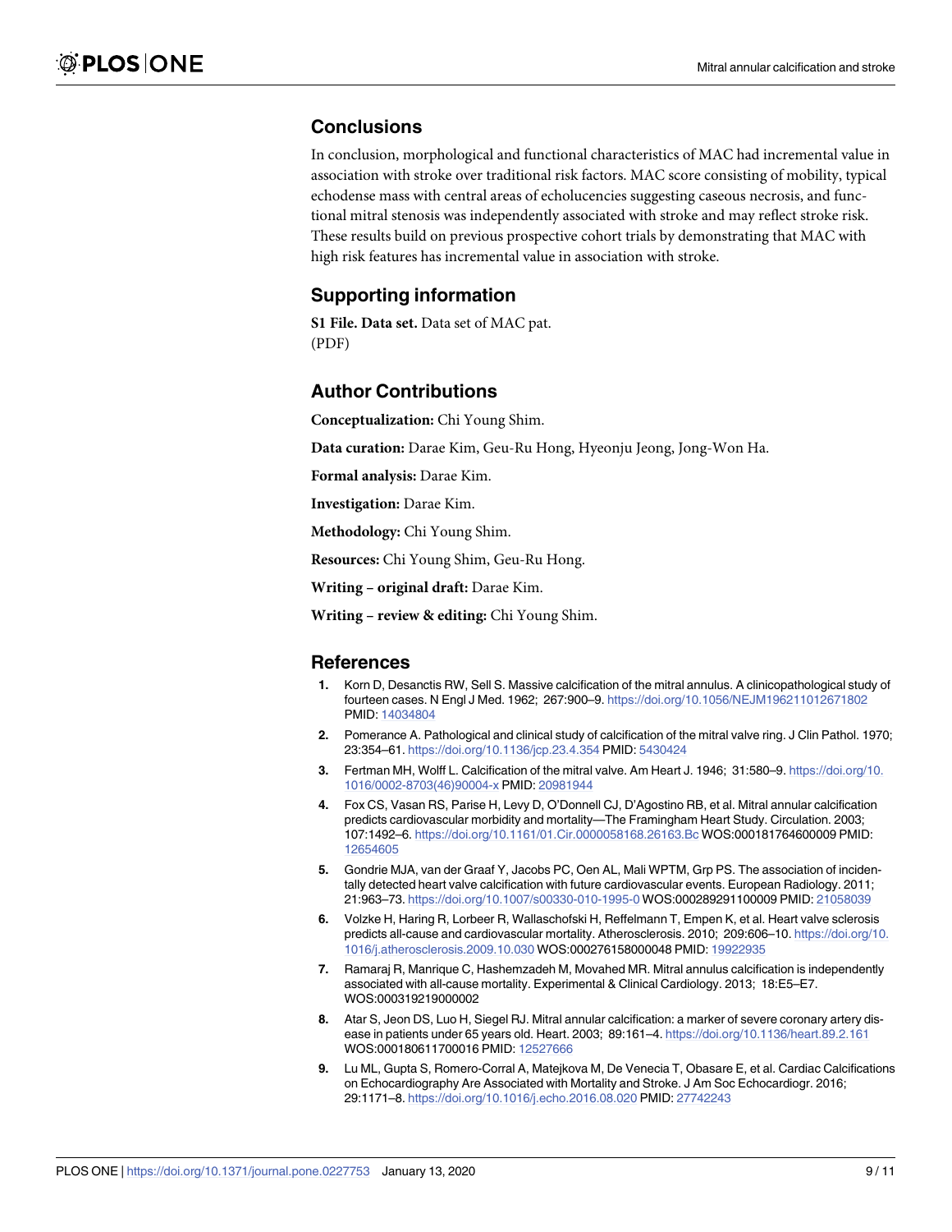## Conclusions

In conclusion, morphological and functional characteristics of MAC had incremental value in association with stroke over traditional risk factors. MAC score consisting of mobility, typical echodense mass with central areas of echolucencies suggesting caseous necrosis, and functional mitral stenosis was independently associated with stroke and may reflect stroke risk. These results build on previous prospective cohort trials by demonstrating that MAC with high risk features has incremental value in association with stroke.

## Supporting information

**S1 File. Data set.** Data set of MAC pat.
(PDF)

## Author Contributions

**Conceptualization:** Chi Young Shim.

**Data curation:** Darae Kim, Geu-Ru Hong, Hyeonju Jeong, Jong-Won Ha.

**Formal analysis:** Darae Kim.

**Investigation:** Darae Kim.

**Methodology:** Chi Young Shim.

**Resources:** Chi Young Shim, Geu-Ru Hong.

**Writing – original draft:** Darae Kim.

**Writing – review & editing:** Chi Young Shim.

## References

1. Korn D, Desanctis RW, Sell S. Massive calcification of the mitral annulus. A clinicopathological study of fourteen cases. N Engl J Med. 1962; 267:900–9. https://doi.org/10.1056/NEJM196211012671802 PMID: 14034804
2. Pomerance A. Pathological and clinical study of calcification of the mitral valve ring. J Clin Pathol. 1970; 23:354–61. https://doi.org/10.1136/jcp.23.4.354 PMID: 5430424
3. Fertman MH, Wolff L. Calcification of the mitral valve. Am Heart J. 1946; 31:580–9. https://doi.org/10.1016/0002-8703(46)90004-x PMID: 20981944
4. Fox CS, Vasan RS, Parise H, Levy D, O'Donnell CJ, D'Agostino RB, et al. Mitral annular calcification predicts cardiovascular morbidity and mortality—The Framingham Heart Study. Circulation. 2003; 107:1492–6. https://doi.org/10.1161/01.Cir.0000058168.26163.Bc WOS:000181764600009 PMID: 12654605
5. Gondrie MJA, van der Graaf Y, Jacobs PC, Oen AL, Mali WPTM, Grp PS. The association of incidentally detected heart valve calcification with future cardiovascular events. European Radiology. 2011; 21:963–73. https://doi.org/10.1007/s00330-010-1995-0 WOS:000289291100009 PMID: 21058039
6. Volzke H, Haring R, Lorbeer R, Wallaschofski H, Reffelmann T, Empen K, et al. Heart valve sclerosis predicts all-cause and cardiovascular mortality. Atherosclerosis. 2010; 209:606–10. https://doi.org/10.1016/j.atherosclerosis.2009.10.030 WOS:000276158000048 PMID: 19922935
7. Ramaraj R, Manrique C, Hashemzadeh M, Movahed MR. Mitral annulus calcification is independently associated with all-cause mortality. Experimental & Clinical Cardiology. 2013; 18:E5–E7. WOS:000319219000002
8. Atar S, Jeon DS, Luo H, Siegel RJ. Mitral annular calcification: a marker of severe coronary artery disease in patients under 65 years old. Heart. 2003; 89:161–4. https://doi.org/10.1136/heart.89.2.161 WOS:000180611700016 PMID: 12527666
9. Lu ML, Gupta S, Romero-Corral A, Matejkova M, De Venecia T, Obasare E, et al. Cardiac Calcifications on Echocardiography Are Associated with Mortality and Stroke. J Am Soc Echocardiogr. 2016; 29:1171–8. https://doi.org/10.1016/j.echo.2016.08.020 PMID: 27742243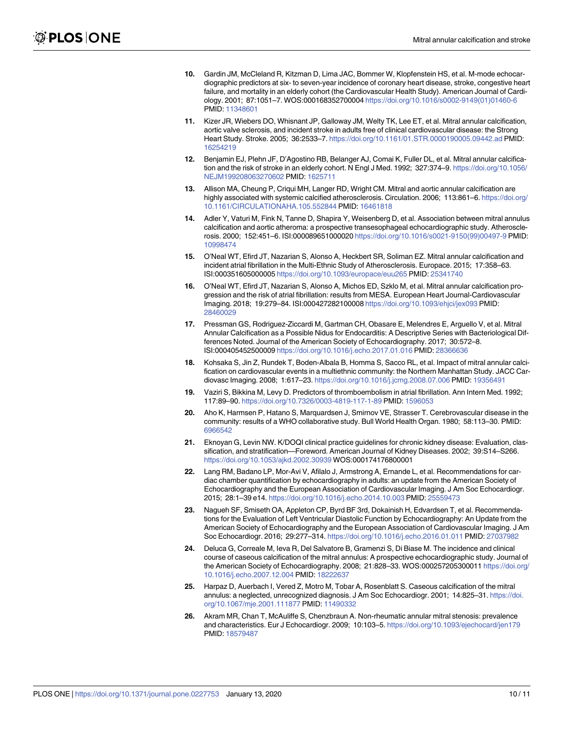10. Gardin JM, McClelland R, Kitzman D, Lima JAC, Bommer W, Klopfenstein HS, et al. M-mode echocardiographic predictors at six- to seven-year incidence of coronary heart disease, stroke, congestive heart failure, and mortality in an elderly cohort (the Cardiovascular Health Study). American Journal of Cardiology. 2001; 87:1051–7. WOS:000168352700004 https://doi.org/10.1016/s0002-9149(01)01460-6 PMID: 11348601

11. Kizer JR, Wiebers DO, Whisnant JP, Galloway JM, Welty TK, Lee ET, et al. Mitral annular calcification, aortic valve sclerosis, and incident stroke in adults free of clinical cardiovascular disease: the Strong Heart Study. Stroke. 2005; 36:2533–7. https://doi.org/10.1161/01.STR.0000190005.09442.ad PMID: 16254219

12. Benjamin EJ, Plehn JF, D'Agostino RB, Belanger AJ, Comai K, Fuller DL, et al. Mitral annular calcification and the risk of stroke in an elderly cohort. N Engl J Med. 1992; 327:374–9. https://doi.org/10.1056/NEJM199208063270602 PMID: 1625711

13. Allison MA, Cheung P, Criqui MH, Langer RD, Wright CM. Mitral and aortic annular calcification are highly associated with systemic calcified atherosclerosis. Circulation. 2006; 113:861–6. https://doi.org/10.1161/CIRCULATIONAHA.105.552844 PMID: 16461818

14. Adler Y, Vaturi M, Fink N, Tanne D, Shapira Y, Weisenberg D, et al. Association between mitral annulus calcification and aortic atheroma: a prospective transesophageal echocardiographic study. Atherosclerosis. 2000; 152:451–6. ISI:000089651000020 https://doi.org/10.1016/s0021-9150(99)00497-9 PMID: 10998474

15. O'Neal WT, Efird JT, Nazarian S, Alonso A, Heckbert SR, Soliman EZ. Mitral annular calcification and incident atrial fibrillation in the Multi-Ethnic Study of Atherosclerosis. Europace. 2015; 17:358–63. ISI:000351605000005 https://doi.org/10.1093/europace/euu265 PMID: 25341740

16. O'Neal WT, Efird JT, Nazarian S, Alonso A, Michos ED, Szklo M, et al. Mitral annular calcification progression and the risk of atrial fibrillation: results from MESA. European Heart Journal-Cardiovascular Imaging. 2018; 19:279–84. ISI:000427282100008 https://doi.org/10.1093/ehjci/jex093 PMID: 28460029

17. Pressman GS, Rodriguez-Ziccardi M, Gartman CH, Obasare E, Melendres E, Arguello V, et al. Mitral Annular Calcification as a Possible Nidus for Endocarditis: A Descriptive Series with Bacteriological Differences Noted. Journal of the American Society of Echocardiography. 2017; 30:572–8. ISI:000405452500009 https://doi.org/10.1016/j.echo.2017.01.016 PMID: 28366636

18. Kohsaka S, Jin Z, Rundek T, Boden-Albala B, Homma S, Sacco RL, et al. Impact of mitral annular calcification on cardiovascular events in a multiethnic community: the Northern Manhattan Study. JACC Cardiovasc Imaging. 2008; 1:617–23. https://doi.org/10.1016/j.jcmg.2008.07.006 PMID: 19356491

19. Vaziri S, Bikkina M, Levy D. Predictors of thromboembolism in atrial fibrillation. Ann Intern Med. 1992; 117:89–90. https://doi.org/10.7326/0003-4819-117-1-89 PMID: 1596053

20. Aho K, Harmsen P, Hatano S, Marquardsen J, Smirnov VE, Strasser T. Cerebrovascular disease in the community: results of a WHO collaborative study. Bull World Health Organ. 1980; 58:113–30. PMID: 6966542

21. Eknoyan G, Levin NW. K/DOQI clinical practice guidelines for chronic kidney disease: Evaluation, classification, and stratification—Foreword. American Journal of Kidney Diseases. 2002; 39:S14–S266. https://doi.org/10.1053/ajkd.2002.30939 WOS:000174176800001

22. Lang RM, Badano LP, Mor-Avi V, Afilalo J, Armstrong A, Ernande L, et al. Recommendations for cardiac chamber quantification by echocardiography in adults: an update from the American Society of Echocardiography and the European Association of Cardiovascular Imaging. J Am Soc Echocardiogr. 2015; 28:1–39 e14. https://doi.org/10.1016/j.echo.2014.10.003 PMID: 25559473

23. Nagueh SF, Smiseth OA, Appleton CP, Byrd BF 3rd, Dokainish H, Edvardsen T, et al. Recommendations for the Evaluation of Left Ventricular Diastolic Function by Echocardiography: An Update from the American Society of Echocardiography and the European Association of Cardiovascular Imaging. J Am Soc Echocardiogr. 2016; 29:277–314. https://doi.org/10.1016/j.echo.2016.01.011 PMID: 27037982

24. Deluca G, Correale M, Ieva R, Del Salvatore B, Gramenzi S, Di Biase M. The incidence and clinical course of caseous calcification of the mitral annulus: A prospective echocardiographic study. Journal of the American Society of Echocardiography. 2008; 21:828–33. WOS:000257205300011 https://doi.org/10.1016/j.echo.2007.12.004 PMID: 18222637

25. Harpaz D, Auerbach I, Vered Z, Motro M, Tobar A, Rosenblatt S. Caseous calcification of the mitral annulus: a neglected, unrecognized diagnosis. J Am Soc Echocardiogr. 2001; 14:825–31. https://doi.org/10.1067/mje.2001.111877 PMID: 11490332

26. Akram MR, Chan T, McAuliffe S, Chenzbraun A. Non-rheumatic annular mitral stenosis: prevalence and characteristics. Eur J Echocardiogr. 2009; 10:103–5. https://doi.org/10.1093/ejechocard/jen179 PMID: 18579487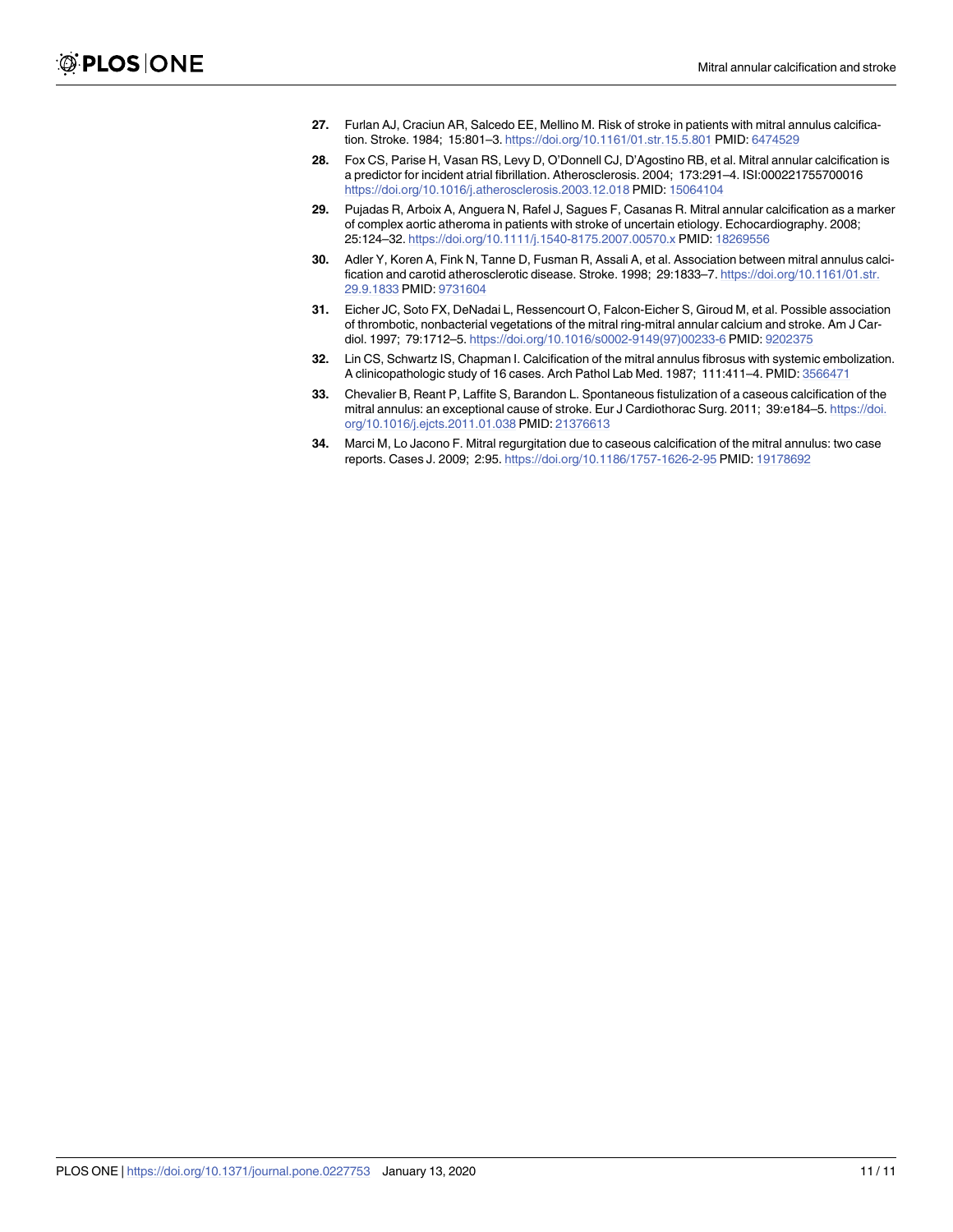27. Furlan AJ, Craciun AR, Salcedo EE, Mellino M. Risk of stroke in patients with mitral annulus calcification. Stroke. 1984; 15:801–3. https://doi.org/10.1161/01.str.15.5.801 PMID: 6474529

28. Fox CS, Parise H, Vasan RS, Levy D, O'Donnell CJ, D'Agostino RB, et al. Mitral annular calcification is a predictor for incident atrial fibrillation. Atherosclerosis. 2004; 173:291–4. ISI:000221755700016 https://doi.org/10.1016/j.atherosclerosis.2003.12.018 PMID: 15064104

29. Pujadas R, Arboix A, Anguera N, Rafel J, Sagues F, Casanas R. Mitral annular calcification as a marker of complex aortic atheroma in patients with stroke of uncertain etiology. Echocardiography. 2008; 25:124–32. https://doi.org/10.1111/j.1540-8175.2007.00570.x PMID: 18269556

30. Adler Y, Koren A, Fink N, Tanne D, Fusman R, Assali A, et al. Association between mitral annulus calcification and carotid atherosclerotic disease. Stroke. 1998; 29:1833–7. https://doi.org/10.1161/01.str.29.9.1833 PMID: 9731604

31. Eicher JC, Soto FX, DeNadai L, Ressencourt O, Falcon-Eicher S, Giroud M, et al. Possible association of thrombotic, nonbacterial vegetations of the mitral ring-mitral annular calcium and stroke. Am J Cardiol. 1997; 79:1712–5. https://doi.org/10.1016/s0002-9149(97)00233-6 PMID: 9202375

32. Lin CS, Schwartz IS, Chapman I. Calcification of the mitral annulus fibrosus with systemic embolization. A clinicopathologic study of 16 cases. Arch Pathol Lab Med. 1987; 111:411–4. PMID: 3566471

33. Chevalier B, Reant P, Laffite S, Barandon L. Spontaneous fistulization of a caseous calcification of the mitral annulus: an exceptional cause of stroke. Eur J Cardiothorac Surg. 2011; 39:e184–5. https://doi.org/10.1016/j.ejcts.2011.01.038 PMID: 21376613

34. Marci M, Lo Jacono F. Mitral regurgitation due to caseous calcification of the mitral annulus: two case reports. Cases J. 2009; 2:95. https://doi.org/10.1186/1757-1626-2-95 PMID: 19178692